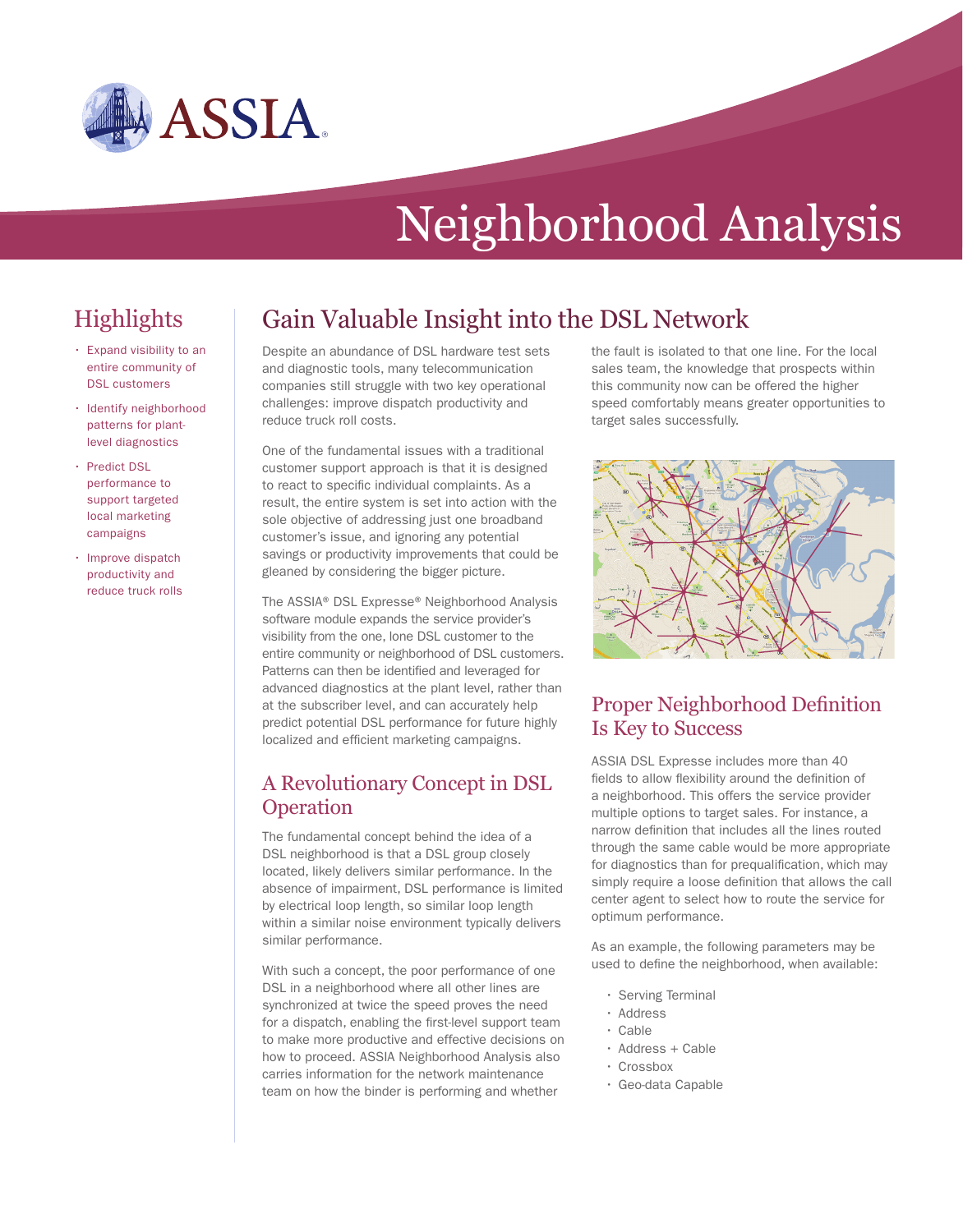# Neighborhood Analysis

## Highlights

- Expand visibility to an entire community of DSL customers
- Identify neighborhood patterns for plant-level diagnostics
- Predict DSL performance to support targeted local marketing campaigns
- Improve dispatch productivity and reduce truck rolls

## Gain Valuable Insight into the DSL Network

Despite an abundance of DSL hardware test sets and diagnostic tools, many telecommunication companies still struggle with two key operational challenges: improve dispatch productivity and reduce truck roll costs.

One of the fundamental issues with a traditional customer support approach is that it is designed to react to specific individual complaints. As a result, the entire system is set into action with the sole objective of addressing just one broadband customer's issue, and ignoring any potential savings or productivity improvements that could be gleaned by considering the bigger picture.

The ASSIA® DSL Expresse® Neighborhood Analysis software module expands the service provider's visibility from the one, lone DSL customer to the entire community or neighborhood of DSL customers. Patterns can then be identified and leveraged for advanced diagnostics at the plant level, rather than at the subscriber level, and can accurately help predict potential DSL performance for future highly localized and efficient marketing campaigns.

### A Revolutionary Concept in DSL Operation

The fundamental concept behind the idea of a DSL neighborhood is that a DSL group closely located, likely delivers similar performance. In the absence of impairment, DSL performance is limited by electrical loop length, so similar loop length within a similar noise environment typically delivers similar performance.

With such a concept, the poor performance of one DSL in a neighborhood where all other lines are synchronized at twice the speed proves the need for a dispatch, enabling the first-level support team to make more productive and effective decisions on how to proceed. ASSIA Neighborhood Analysis also carries information for the network maintenance team on how the binder is performing and whether the fault is isolated to that one line. For the local sales team, the knowledge that prospects within this community now can be offered the higher speed comfortably means greater opportunities to target sales successfully.

### Proper Neighborhood Definition Is Key to Success

ASSIA DSL Expresse includes more than 40 fields to allow flexibility around the definition of a neighborhood. This offers the service provider multiple options to target sales. For instance, a narrow definition that includes all the lines routed through the same cable would be more appropriate for diagnostics than for prequalification, which may simply require a loose definition that allows the call center agent to select how to route the service for optimum performance.

As an example, the following parameters may be used to define the neighborhood, when available:

- Serving Terminal
- Address
- Cable
- Address + Cable
- Crossbox
- Geo-data Capable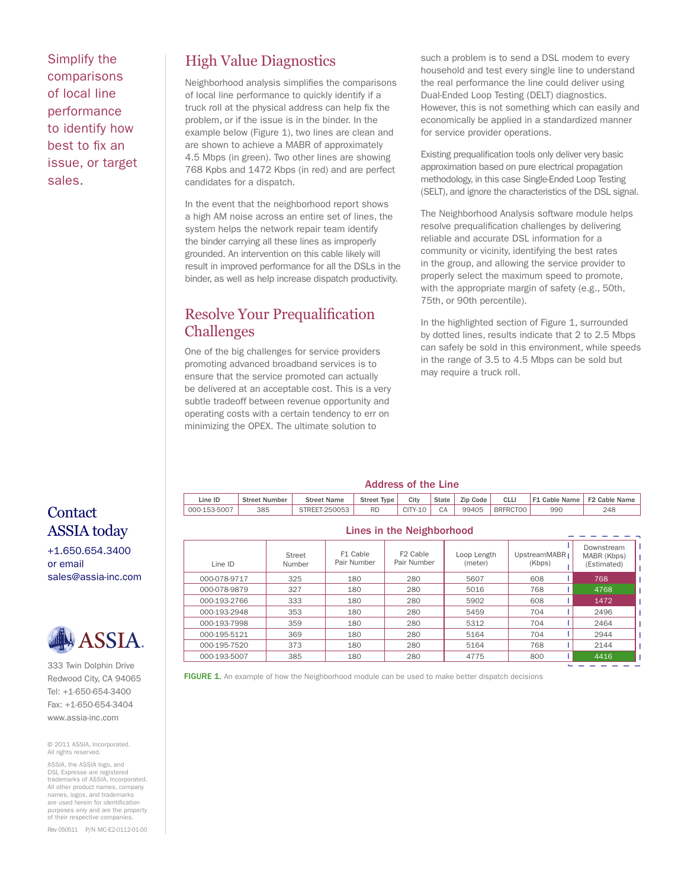Simplify the comparisons of local line performance to identify how best to fix an issue, or target sales.

## High Value Diagnostics

Neighborhood analysis simplifies the comparisons of local line performance to quickly identify if a truck roll at the physical address can help fix the problem, or if the issue is in the binder. In the example below (Figure 1), two lines are clean and are shown to achieve a MABR of approximately 4.5 Mbps (in green). Two other lines are showing 768 Kpbs and 1472 Kbps (in red) and are perfect candidates for a dispatch.

In the event that the neighborhood report shows a high AM noise across an entire set of lines, the system helps the network repair team identify the binder carrying all these lines as improperly grounded. An intervention on this cable likely will result in improved performance for all the DSLs in the binder, as well as help increase dispatch productivity.

## Resolve Your Prequalification Challenges

One of the big challenges for service providers promoting advanced broadband services is to ensure that the service promoted can actually be delivered at an acceptable cost. This is a very subtle tradeoff between revenue opportunity and operating costs with a certain tendency to err on minimizing the OPEX. The ultimate solution to such a problem is to send a DSL modem to every household and test every single line to understand the real performance the line could deliver using Dual-Ended Loop Testing (DELT) diagnostics. However, this is not something which can easily and economically be applied in a standardized manner for service provider operations.

Existing prequalification tools only deliver very basic approximation based on pure electrical propagation methodology, in this case Single-Ended Loop Testing (SELT), and ignore the characteristics of the DSL signal.

The Neighborhood Analysis software module helps resolve prequalification challenges by delivering reliable and accurate DSL information for a community or vicinity, identifying the best rates in the group, and allowing the service provider to properly select the maximum speed to promote, with the appropriate margin of safety (e.g., 50th, 75th, or 90th percentile).

In the highlighted section of Figure 1, surrounded by dotted lines, results indicate that 2 to 2.5 Mbps can safely be sold in this environment, while speeds in the range of 3.5 to 4.5 Mbps can be sold but may require a truck roll.

**Address of the Line**

| Line ID | Street Number | Street Name | Street Type | City | State | Zip Code | CLLI | F1 Cable Name | F2 Cable Name |
|---|---|---|---|---|---|---|---|---|---|
| 000-153-5007 | 385 | STREET-250053 | RD | CITY-10 | CA | 99405 | BRFRCT00 | 990 | 248 |

**Lines in the Neighborhood**

| Line ID | Street Number | F1 Cable Pair Number | F2 Cable Pair Number | Loop Length (meter) | UpstreamMABR (Kbps) | Downstream MABR (Kbps) (Estimated) |
|---|---|---|---|---|---|---|
| 000-078-9717 | 325 | 180 | 280 | 5607 | 608 | 768 |
| 000-078-9879 | 327 | 180 | 280 | 5016 | 768 | 4768 |
| 000-193-2766 | 333 | 180 | 280 | 5902 | 608 | 1472 |
| 000-193-2948 | 353 | 180 | 280 | 5459 | 704 | 2496 |
| 000-193-7998 | 359 | 180 | 280 | 5312 | 704 | 2464 |
| 000-195-5121 | 369 | 180 | 280 | 5164 | 704 | 2944 |
| 000-195-7520 | 373 | 180 | 280 | 5164 | 768 | 2144 |
| 000-193-5007 | 385 | 180 | 280 | 4775 | 800 | 4416 |

**FIGURE 1.** An example of how the Neighborhood module can be used to make better dispatch decisions

## Contact ASSIA today

+1.650.654.3400
or email
sales@assia-inc.com

ASSIA

333 Twin Dolphin Drive
Redwood City, CA 94065
Tel: +1-650-654-3400
Fax: +1-650-654-3404
www.assia-inc.com

© 2011 ASSIA, Incorporated. All rights reserved.

ASSIA, the ASSIA logo, and DSL Expresse are registered trademarks of ASSIA, Incorporated. All other product names, company names, logos, and trademarks are used herein for identification purposes only and are the property of their respective companies.

Rev 050511 P/N MC-E2-0112-01-00